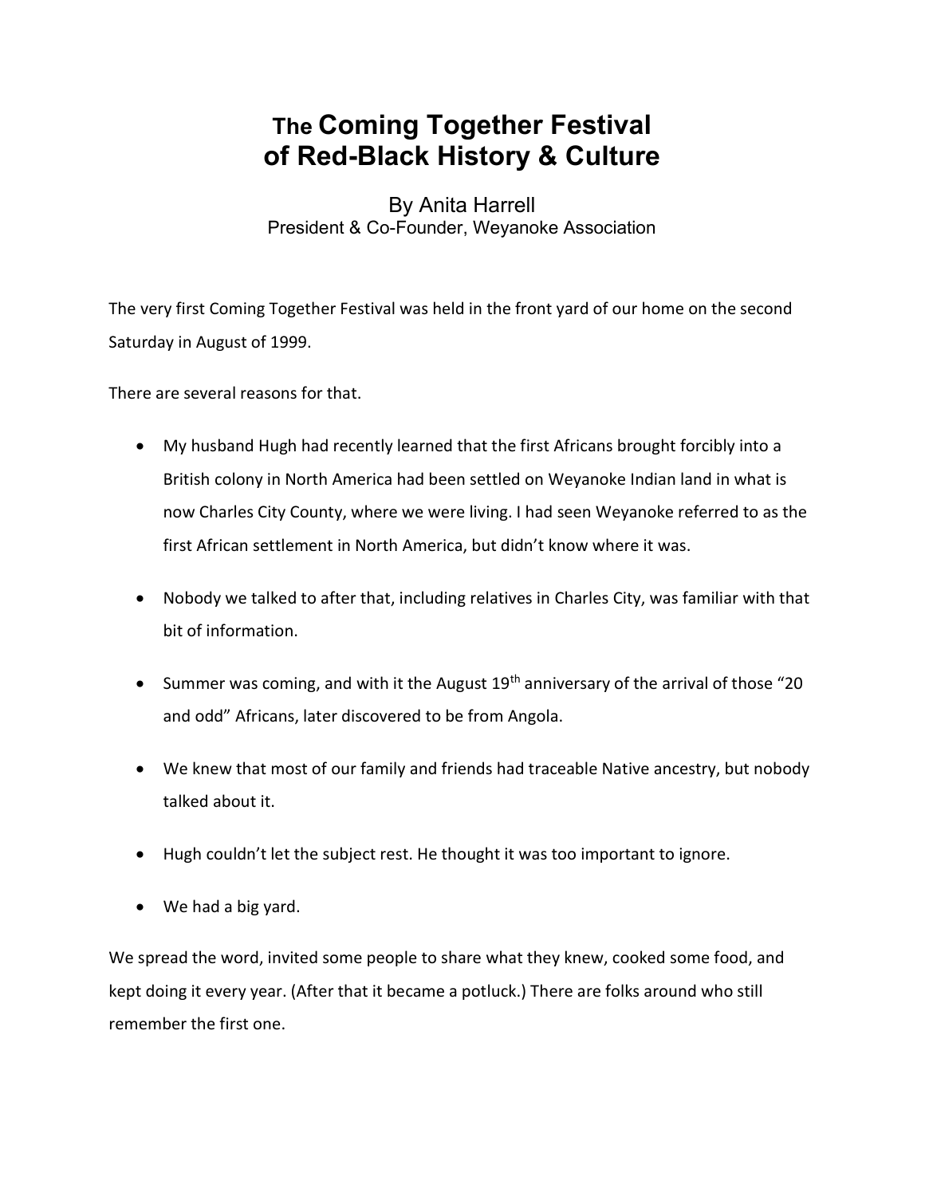# The Coming Together Festival of Red-Black History & Culture

By Anita Harrell
President & Co-Founder, Weyanoke Association

The very first Coming Together Festival was held in the front yard of our home on the second Saturday in August of 1999.

There are several reasons for that.

- My husband Hugh had recently learned that the first Africans brought forcibly into a British colony in North America had been settled on Weyanoke Indian land in what is now Charles City County, where we were living. I had seen Weyanoke referred to as the first African settlement in North America, but didn't know where it was.
- Nobody we talked to after that, including relatives in Charles City, was familiar with that bit of information.
- Summer was coming, and with it the August 19th anniversary of the arrival of those "20 and odd" Africans, later discovered to be from Angola.
- We knew that most of our family and friends had traceable Native ancestry, but nobody talked about it.
- Hugh couldn't let the subject rest. He thought it was too important to ignore.
- We had a big yard.

We spread the word, invited some people to share what they knew, cooked some food, and kept doing it every year. (After that it became a potluck.) There are folks around who still remember the first one.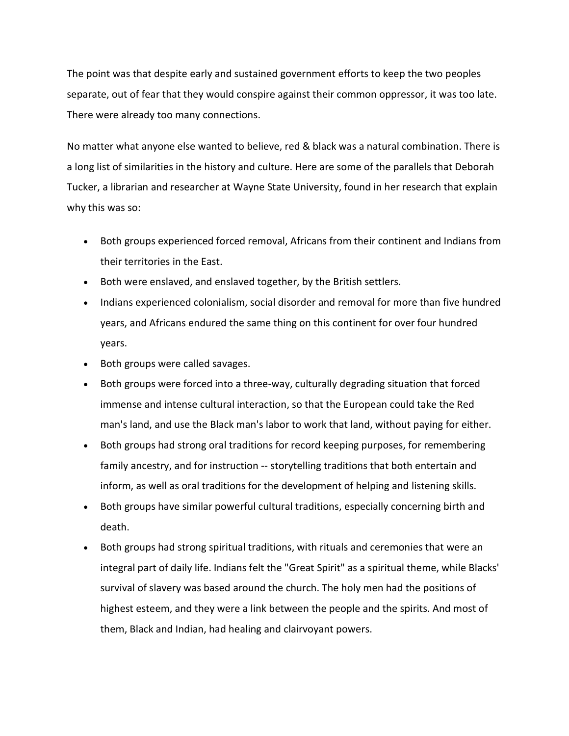The point was that despite early and sustained government efforts to keep the two peoples separate, out of fear that they would conspire against their common oppressor, it was too late. There were already too many connections.

No matter what anyone else wanted to believe, red & black was a natural combination. There is a long list of similarities in the history and culture. Here are some of the parallels that Deborah Tucker, a librarian and researcher at Wayne State University, found in her research that explain why this was so:

- Both groups experienced forced removal, Africans from their continent and Indians from their territories in the East.
- Both were enslaved, and enslaved together, by the British settlers.
- Indians experienced colonialism, social disorder and removal for more than five hundred years, and Africans endured the same thing on this continent for over four hundred years.
- Both groups were called savages.
- Both groups were forced into a three-way, culturally degrading situation that forced immense and intense cultural interaction, so that the European could take the Red man's land, and use the Black man's labor to work that land, without paying for either.
- Both groups had strong oral traditions for record keeping purposes, for remembering family ancestry, and for instruction -- storytelling traditions that both entertain and inform, as well as oral traditions for the development of helping and listening skills.
- Both groups have similar powerful cultural traditions, especially concerning birth and death.
- Both groups had strong spiritual traditions, with rituals and ceremonies that were an integral part of daily life. Indians felt the "Great Spirit" as a spiritual theme, while Blacks' survival of slavery was based around the church. The holy men had the positions of highest esteem, and they were a link between the people and the spirits. And most of them, Black and Indian, had healing and clairvoyant powers.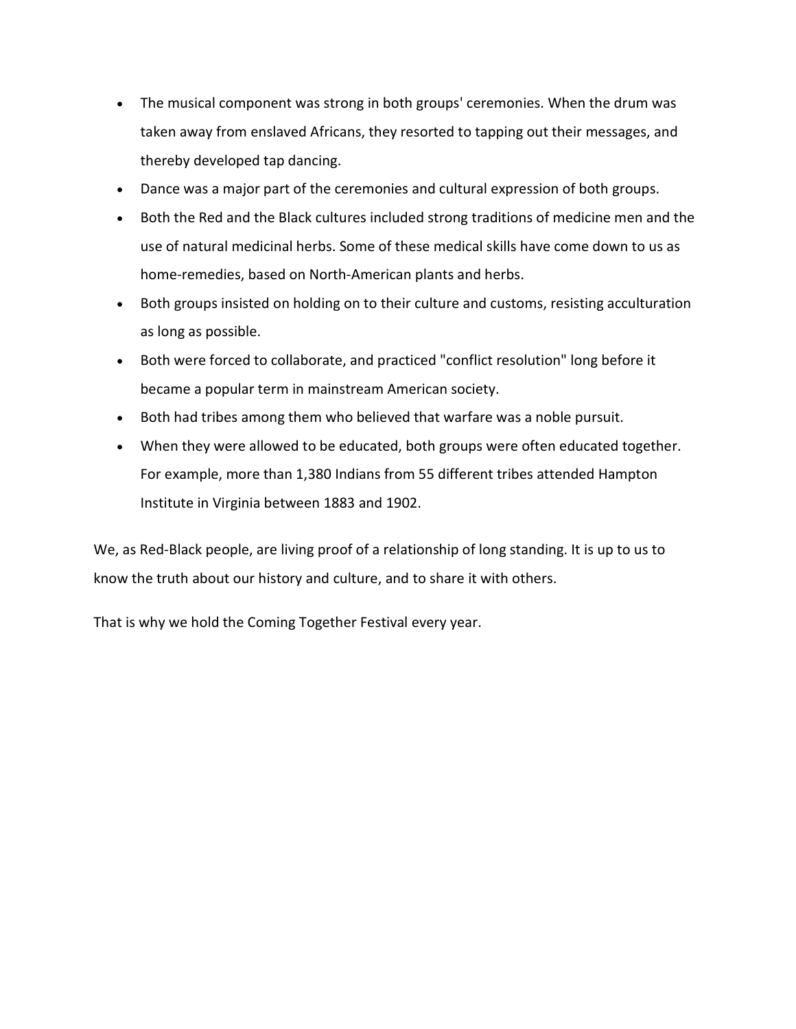- The musical component was strong in both groups' ceremonies. When the drum was taken away from enslaved Africans, they resorted to tapping out their messages, and thereby developed tap dancing.
- Dance was a major part of the ceremonies and cultural expression of both groups.
- Both the Red and the Black cultures included strong traditions of medicine men and the use of natural medicinal herbs. Some of these medical skills have come down to us as home-remedies, based on North-American plants and herbs.
- Both groups insisted on holding on to their culture and customs, resisting acculturation as long as possible.
- Both were forced to collaborate, and practiced "conflict resolution" long before it became a popular term in mainstream American society.
- Both had tribes among them who believed that warfare was a noble pursuit.
- When they were allowed to be educated, both groups were often educated together. For example, more than 1,380 Indians from 55 different tribes attended Hampton Institute in Virginia between 1883 and 1902.

We, as Red-Black people, are living proof of a relationship of long standing. It is up to us to know the truth about our history and culture, and to share it with others.

That is why we hold the Coming Together Festival every year.